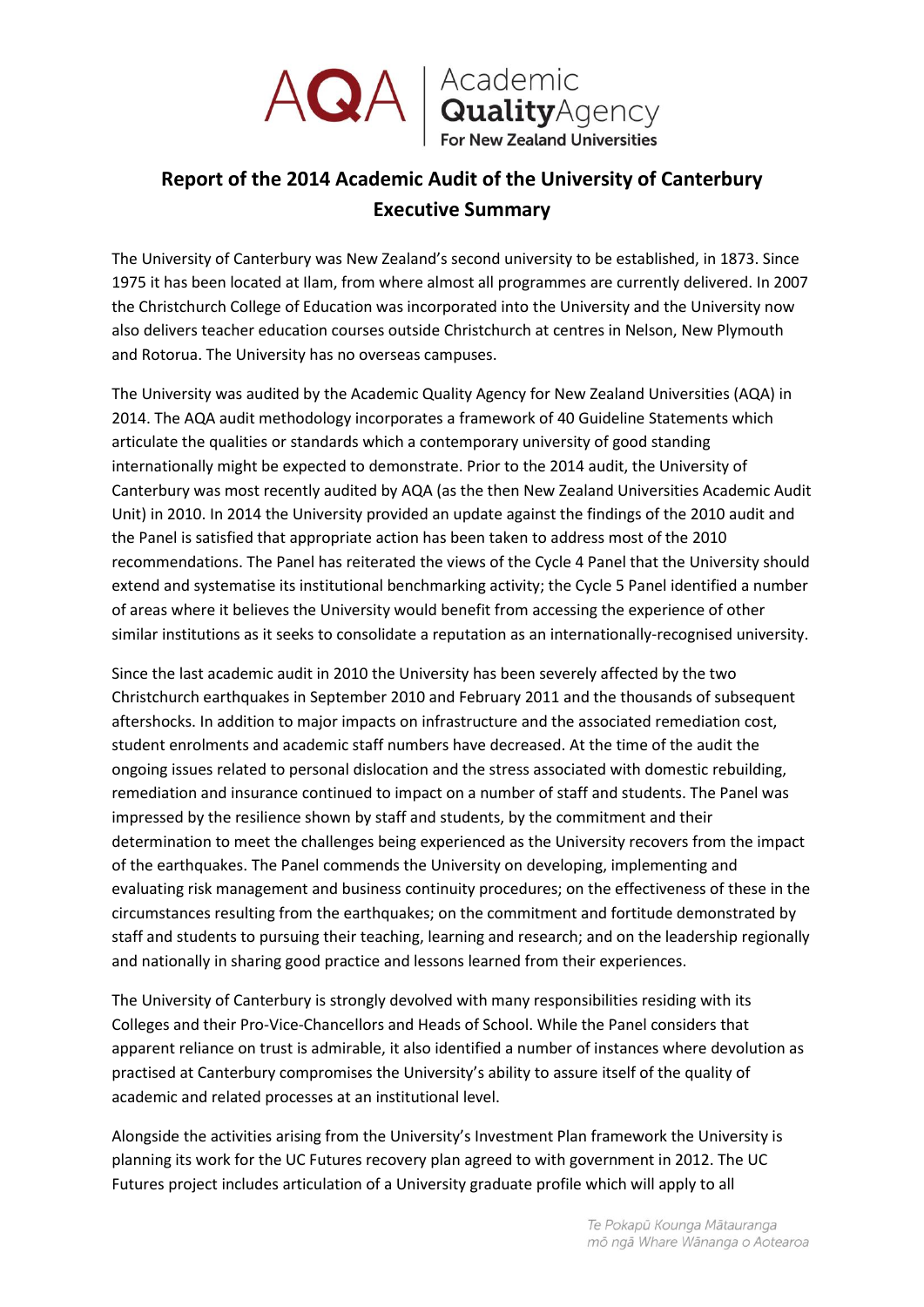# Report of the 2014 Academic Audit of the University of Canterbury
## Executive Summary

The University of Canterbury was New Zealand's second university to be established, in 1873. Since 1975 it has been located at Ilam, from where almost all programmes are currently delivered. In 2007 the Christchurch College of Education was incorporated into the University and the University now also delivers teacher education courses outside Christchurch at centres in Nelson, New Plymouth and Rotorua. The University has no overseas campuses.

The University was audited by the Academic Quality Agency for New Zealand Universities (AQA) in 2014. The AQA audit methodology incorporates a framework of 40 Guideline Statements which articulate the qualities or standards which a contemporary university of good standing internationally might be expected to demonstrate. Prior to the 2014 audit, the University of Canterbury was most recently audited by AQA (as the then New Zealand Universities Academic Audit Unit) in 2010. In 2014 the University provided an update against the findings of the 2010 audit and the Panel is satisfied that appropriate action has been taken to address most of the 2010 recommendations. The Panel has reiterated the views of the Cycle 4 Panel that the University should extend and systematise its institutional benchmarking activity; the Cycle 5 Panel identified a number of areas where it believes the University would benefit from accessing the experience of other similar institutions as it seeks to consolidate a reputation as an internationally-recognised university.

Since the last academic audit in 2010 the University has been severely affected by the two Christchurch earthquakes in September 2010 and February 2011 and the thousands of subsequent aftershocks. In addition to major impacts on infrastructure and the associated remediation cost, student enrolments and academic staff numbers have decreased. At the time of the audit the ongoing issues related to personal dislocation and the stress associated with domestic rebuilding, remediation and insurance continued to impact on a number of staff and students. The Panel was impressed by the resilience shown by staff and students, by the commitment and their determination to meet the challenges being experienced as the University recovers from the impact of the earthquakes. The Panel commends the University on developing, implementing and evaluating risk management and business continuity procedures; on the effectiveness of these in the circumstances resulting from the earthquakes; on the commitment and fortitude demonstrated by staff and students to pursuing their teaching, learning and research; and on the leadership regionally and nationally in sharing good practice and lessons learned from their experiences.

The University of Canterbury is strongly devolved with many responsibilities residing with its Colleges and their Pro-Vice-Chancellors and Heads of School. While the Panel considers that apparent reliance on trust is admirable, it also identified a number of instances where devolution as practised at Canterbury compromises the University's ability to assure itself of the quality of academic and related processes at an institutional level.

Alongside the activities arising from the University's Investment Plan framework the University is planning its work for the UC Futures recovery plan agreed to with government in 2012. The UC Futures project includes articulation of a University graduate profile which will apply to all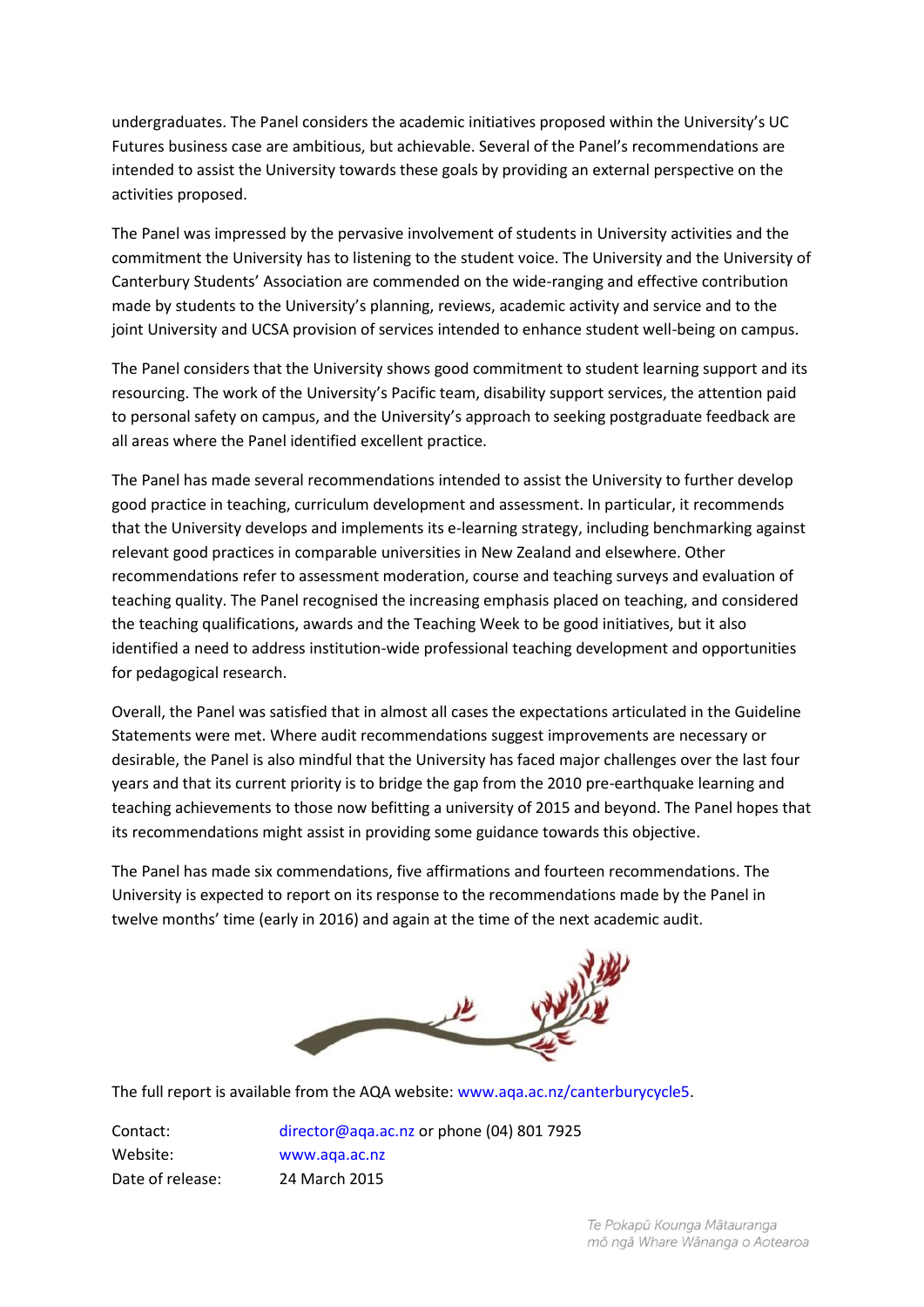undergraduates. The Panel considers the academic initiatives proposed within the University's UC Futures business case are ambitious, but achievable. Several of the Panel's recommendations are intended to assist the University towards these goals by providing an external perspective on the activities proposed.

The Panel was impressed by the pervasive involvement of students in University activities and the commitment the University has to listening to the student voice. The University and the University of Canterbury Students' Association are commended on the wide-ranging and effective contribution made by students to the University's planning, reviews, academic activity and service and to the joint University and UCSA provision of services intended to enhance student well-being on campus.

The Panel considers that the University shows good commitment to student learning support and its resourcing. The work of the University's Pacific team, disability support services, the attention paid to personal safety on campus, and the University's approach to seeking postgraduate feedback are all areas where the Panel identified excellent practice.

The Panel has made several recommendations intended to assist the University to further develop good practice in teaching, curriculum development and assessment. In particular, it recommends that the University develops and implements its e-learning strategy, including benchmarking against relevant good practices in comparable universities in New Zealand and elsewhere. Other recommendations refer to assessment moderation, course and teaching surveys and evaluation of teaching quality. The Panel recognised the increasing emphasis placed on teaching, and considered the teaching qualifications, awards and the Teaching Week to be good initiatives, but it also identified a need to address institution-wide professional teaching development and opportunities for pedagogical research.

Overall, the Panel was satisfied that in almost all cases the expectations articulated in the Guideline Statements were met. Where audit recommendations suggest improvements are necessary or desirable, the Panel is also mindful that the University has faced major challenges over the last four years and that its current priority is to bridge the gap from the 2010 pre-earthquake learning and teaching achievements to those now befitting a university of 2015 and beyond. The Panel hopes that its recommendations might assist in providing some guidance towards this objective.

The Panel has made six commendations, five affirmations and fourteen recommendations. The University is expected to report on its response to the recommendations made by the Panel in twelve months' time (early in 2016) and again at the time of the next academic audit.

The full report is available from the AQA website: www.aqa.ac.nz/canterburycycle5.

| | |
|---|---|
| Contact: | director@aqa.ac.nz or phone (04) 801 7925 |
| Website: | www.aqa.ac.nz |
| Date of release: | 24 March 2015 |

*Te Pokapū Kounga Mātauranga mō ngā Whare Wānanga o Aotearoa*